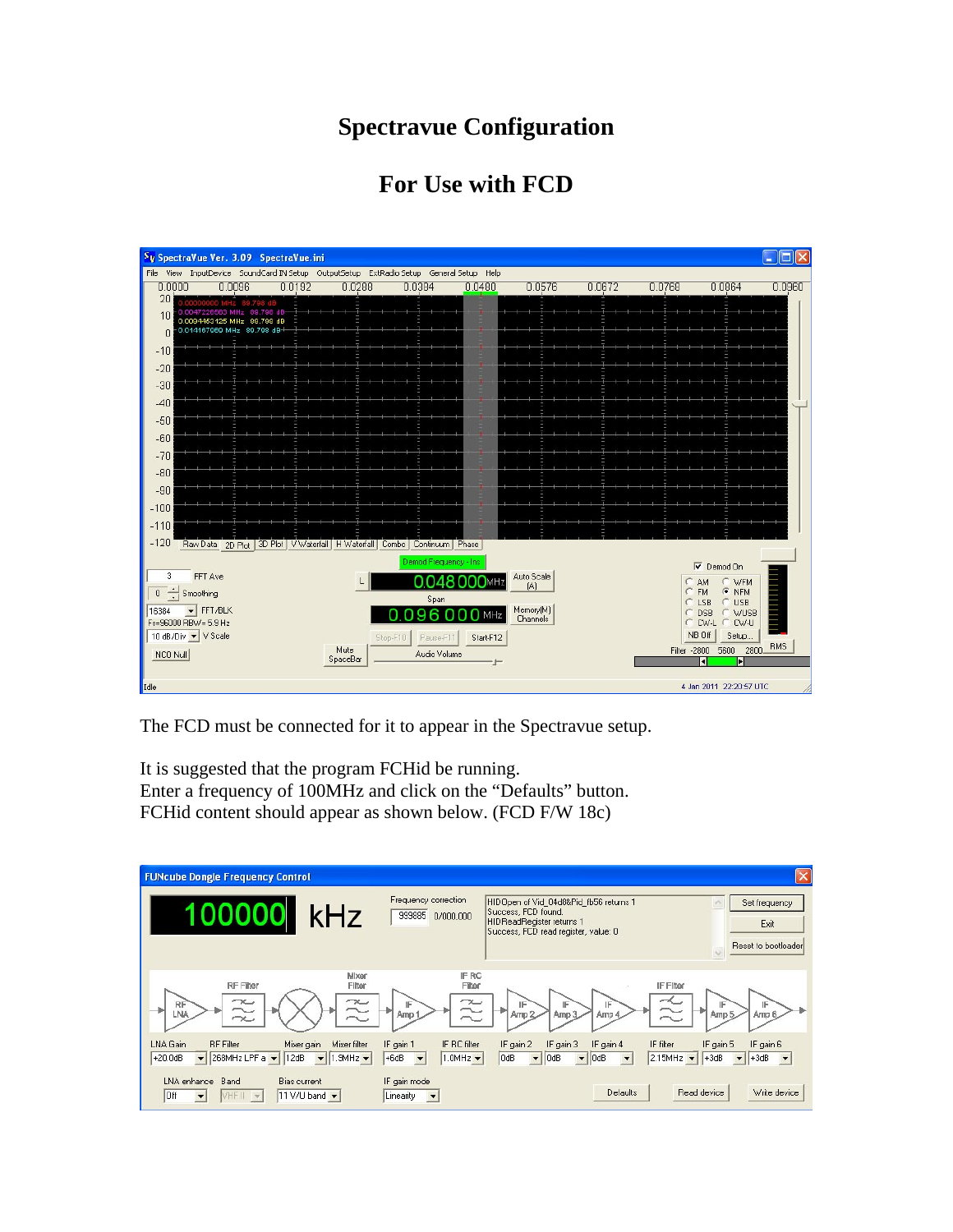# Spectravue Configuration

## For Use with FCD

The FCD must be connected for it to appear in the Spectravue setup.

It is suggested that the program FCHid be running.
Enter a frequency of 100MHz and click on the "Defaults" button.
FCHid content should appear as shown below. (FCD F/W 18c)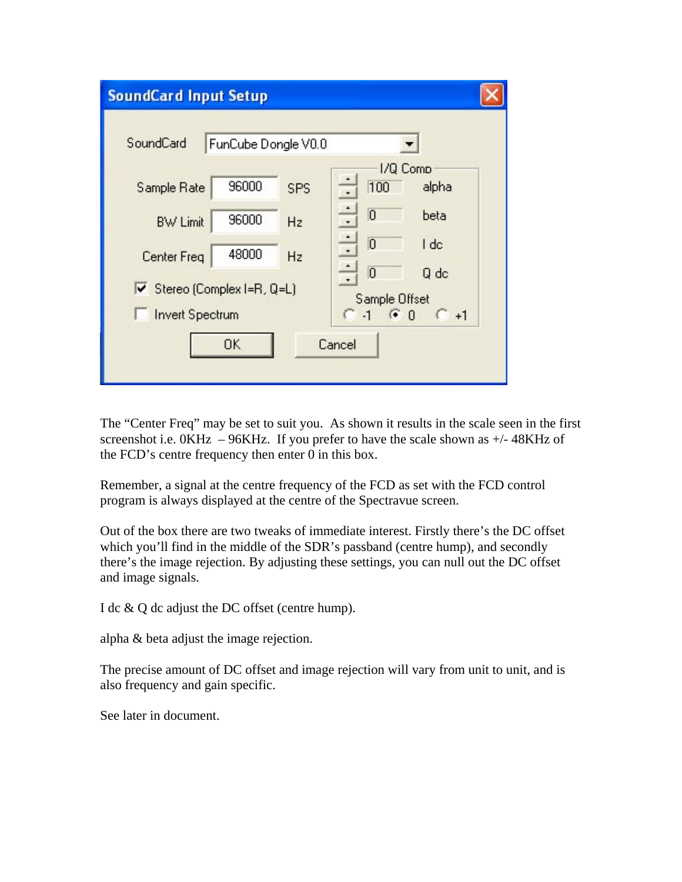The "Center Freq" may be set to suit you. As shown it results in the scale seen in the first screenshot i.e. 0KHz – 96KHz. If you prefer to have the scale shown as +/- 48KHz of the FCD's centre frequency then enter 0 in this box.

Remember, a signal at the centre frequency of the FCD as set with the FCD control program is always displayed at the centre of the Spectravue screen.

Out of the box there are two tweaks of immediate interest. Firstly there's the DC offset which you'll find in the middle of the SDR's passband (centre hump), and secondly there's the image rejection. By adjusting these settings, you can null out the DC offset and image signals.

I dc & Q dc adjust the DC offset (centre hump).

alpha & beta adjust the image rejection.

The precise amount of DC offset and image rejection will vary from unit to unit, and is also frequency and gain specific.

See later in document.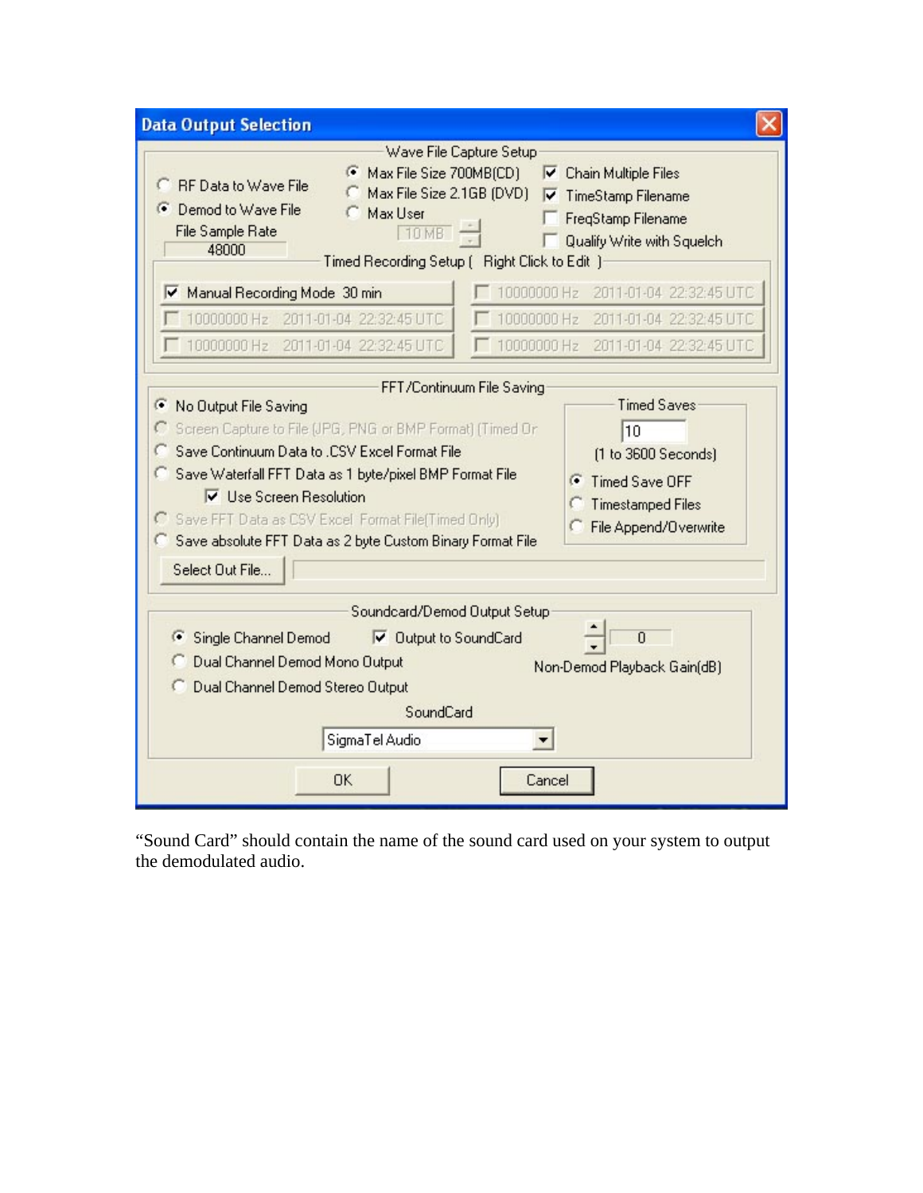“Sound Card” should contain the name of the sound card used on your system to output the demodulated audio.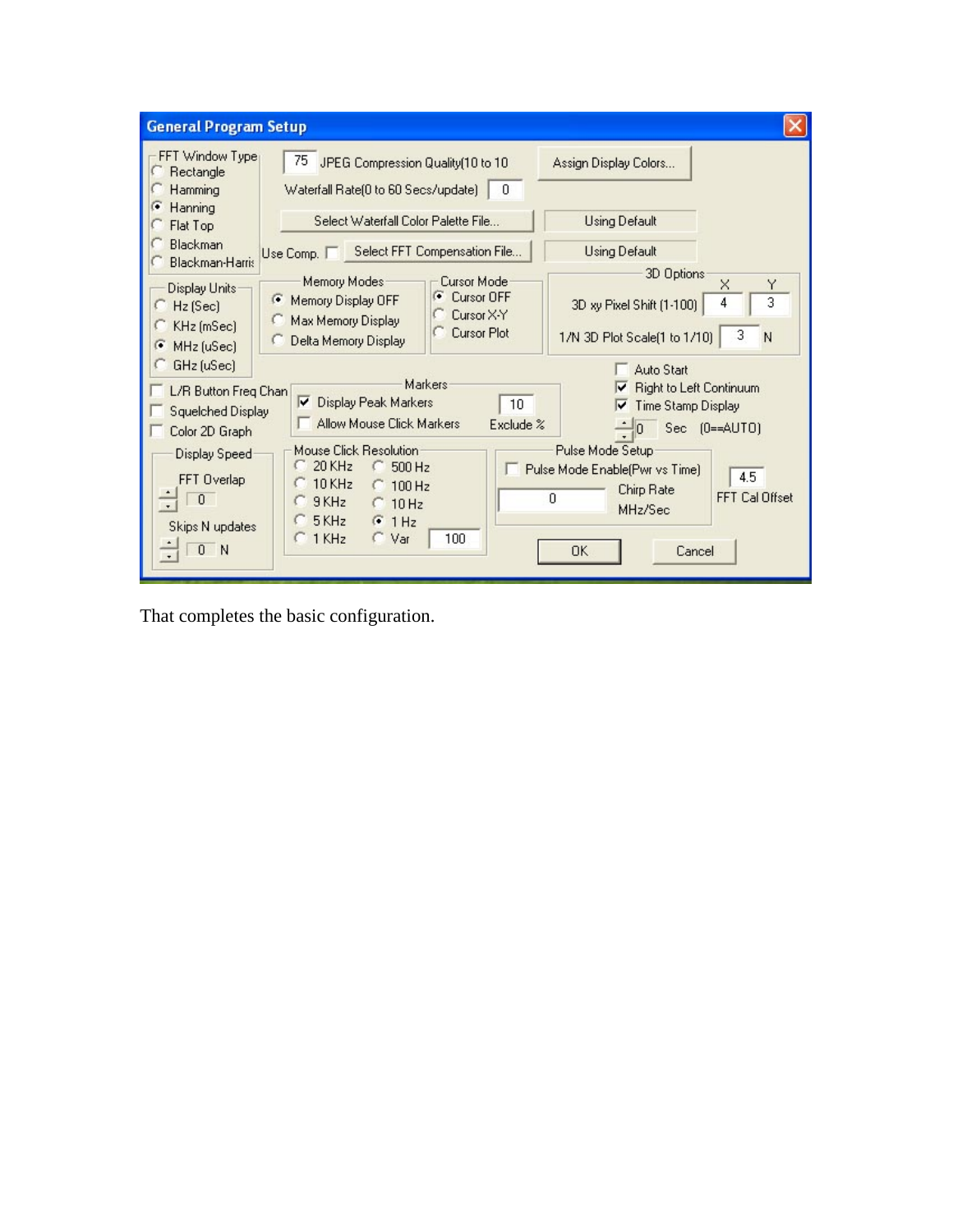**General Program Setup**

FFT Window Type
- Rectangle
- Hamming
- (•) Hanning
- Flat Top
- Blackman
- Blackman-Harris

75 JPEG Compression Quality(10 to 10

Waterfall Rate(0 to 60 Secs/update) 0

Assign Display Colors...

Select Waterfall Color Palette File... — Using Default

Use Comp. [ ] Select FFT Compensation File... — Using Default

Display Units
- Hz (Sec)
- KHz (mSec)
- (•) MHz (uSec)
- GHz (uSec)

Memory Modes
- (•) Memory Display OFF
- Max Memory Display
- Delta Memory Display

Cursor Mode
- (•) Cursor OFF
- Cursor X-Y
- Cursor Plot

3D Options
- 3D xy Pixel Shift (1-100): X 4, Y 3
- 1/N 3D Plot Scale(1 to 1/10) 3 N

[ ] L/R Button Freq Chan

[ ] Squelched Display

[ ] Color 2D Graph

Markers
- [x] Display Peak Markers — 10 Exclude %
- [ ] Allow Mouse Click Markers

[ ] Auto Start

[x] Right to Left Continuum

[x] Time Stamp Display

0 Sec (0==AUTO)

Display Speed
- FFT Overlap 0
- Skips N updates 0 N

Mouse Click Resolution
- 20 KHz
- 10 KHz
- 9 KHz
- 5 KHz
- 1 KHz
- 500 Hz
- 100 Hz
- 10 Hz
- (•) 1 Hz
- Var 100

Pulse Mode Setup
- [ ] Pulse Mode Enable(Pwr vs Time)
- 0 Chirp Rate MHz/Sec

4.5 FFT Cal Offset

OK Cancel

That completes the basic configuration.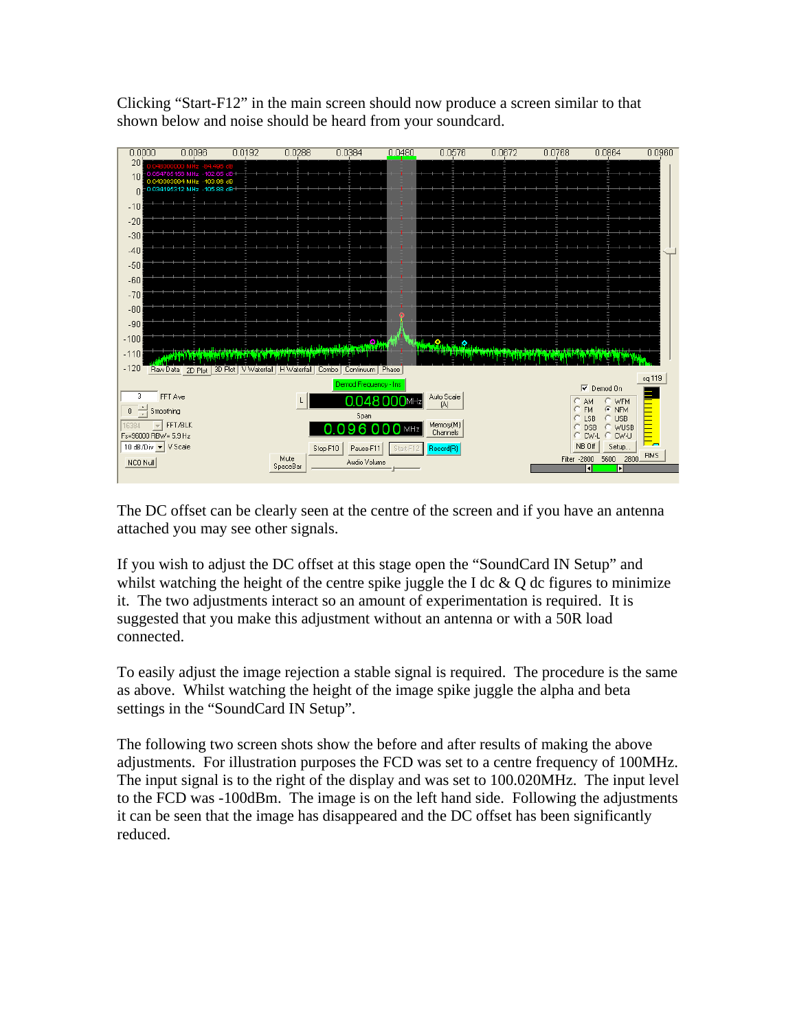Clicking "Start-F12" in the main screen should now produce a screen similar to that shown below and noise should be heard from your soundcard.

The DC offset can be clearly seen at the centre of the screen and if you have an antenna attached you may see other signals.

If you wish to adjust the DC offset at this stage open the "SoundCard IN Setup" and whilst watching the height of the centre spike juggle the I dc & Q dc figures to minimize it. The two adjustments interact so an amount of experimentation is required. It is suggested that you make this adjustment without an antenna or with a 50R load connected.

To easily adjust the image rejection a stable signal is required. The procedure is the same as above. Whilst watching the height of the image spike juggle the alpha and beta settings in the "SoundCard IN Setup".

The following two screen shots show the before and after results of making the above adjustments. For illustration purposes the FCD was set to a centre frequency of 100MHz. The input signal is to the right of the display and was set to 100.020MHz. The input level to the FCD was -100dBm. The image is on the left hand side. Following the adjustments it can be seen that the image has disappeared and the DC offset has been significantly reduced.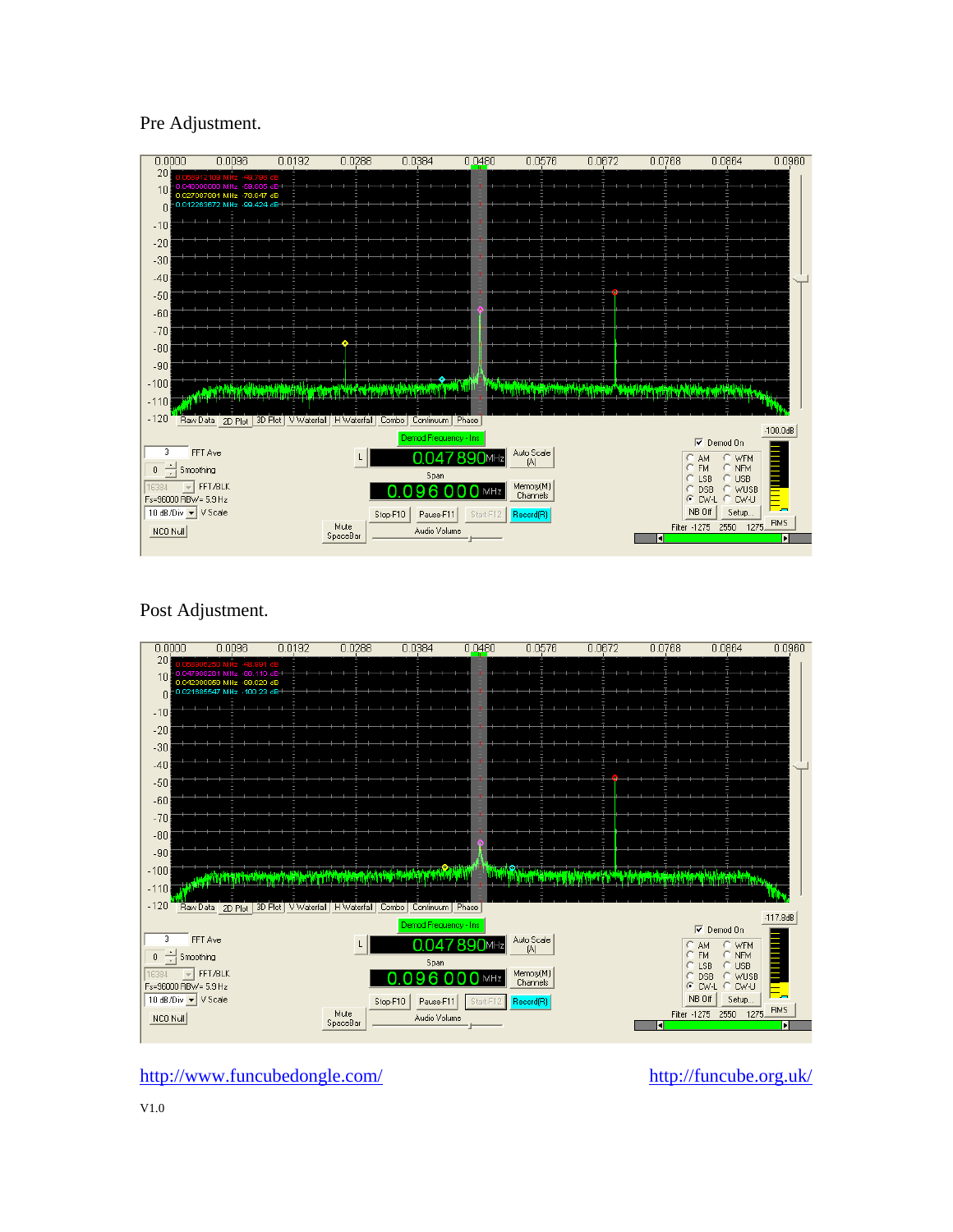Pre Adjustment.

0.0000 0.0096 0.0192 0.0288 0.0384 0.0480 0.0576 0.0672 0.0768 0.0864 0.0960

20 10 0 -10 -20 -30 -40 -50 -60 -70 -80 -90 -100 -110 -120

0.05912109 MHz -49.799 dB
0.04800000 MHz -58.888 dB
0.02700000 MHz -78.847 dB
0.01263672 MHz -99.424 dB

Raw Data | 2D Plot | 3D Plot | V Waterfall | H Waterfall | Combo | Continuum | Phase

Demod Frequency - Ins

3 FFT Ave

0 Smoothing

16384 FFT/BLK

Fs=96000 RBW= 5.9 Hz

10 dB/Div V Scale

NCO Null

L 0.047 890 MHz

Auto Scale (A)

Span

0.096 000 MHz

Memory(M) Channels

Stop F10 | Pause F11 | Start F12 | Record(R)

Mute SpaceBar

Audio Volume

-100.0dB

Demod On

AM WFM FM NFM LSB USB DSB WUSB CW-L CW-U

NB Off Setup...

RMS

Filter -1275 2550 1275

Post Adjustment.

0.0000 0.0096 0.0192 0.0288 0.0384 0.0480 0.0576 0.0672 0.0768 0.0864 0.0960

20 10 0 -10 -20 -30 -40 -50 -60 -70 -80 -90 -100 -110 -120

0.05906250 MHz -48.891 dB
0.04790391 MHz -88.110 dB
0.04230059 MHz -99.020 dB
0.02168547 MHz -100.23 dB

Raw Data | 2D Plot | 3D Plot | V Waterfall | H Waterfall | Combo | Continuum | Phase

Demod Frequency - Ins

3 FFT Ave

0 Smoothing

16384 FFT/BLK

Fs=96000 RBW= 5.9 Hz

10 dB/Div V Scale

NCO Null

L 0.047 890 MHz

Auto Scale (A)

Span

0.096 000 MHz

Memory(M) Channels

Stop F10 | Pause F11 | Start F12 | Record(R)

Mute SpaceBar

Audio Volume

-117.9dB

Demod On

AM WFM FM NFM LSB USB DSB WUSB CW-L CW-U

NB Off Setup...

RMS

Filter -1275 2550 1275

http://www.funcubedongle.com/ http://funcube.org.uk/

V1.0